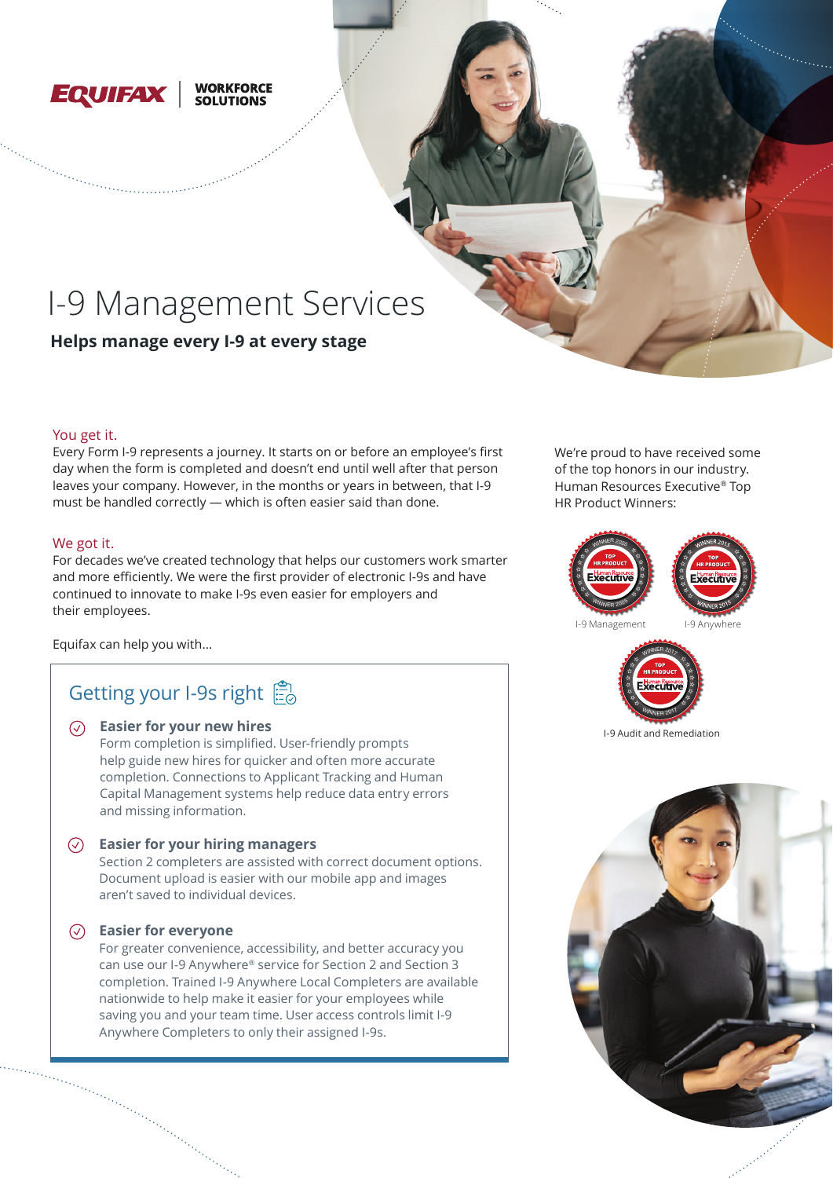EQUIFAX | WORKFORCE SOLUTIONS

# I-9 Management Services

**Helps manage every I-9 at every stage**

## You get it.

Every Form I-9 represents a journey. It starts on or before an employee's first day when the form is completed and doesn't end until well after that person leaves your company. However, in the months or years in between, that I-9 must be handled correctly — which is often easier said than done.

## We got it.

For decades we've created technology that helps our customers work smarter and more efficiently. We were the first provider of electronic I-9s and have continued to innovate to make I-9s even easier for employers and their employees.

Equifax can help you with...

## Getting your I-9s right

### Easier for your new hires

Form completion is simplified. User-friendly prompts help guide new hires for quicker and often more accurate completion. Connections to Applicant Tracking and Human Capital Management systems help reduce data entry errors and missing information.

### Easier for your hiring managers

Section 2 completers are assisted with correct document options. Document upload is easier with our mobile app and images aren't saved to individual devices.

### Easier for everyone

For greater convenience, accessibility, and better accuracy you can use our I-9 Anywhere® service for Section 2 and Section 3 completion. Trained I-9 Anywhere Local Completers are available nationwide to help make it easier for your employees while saving you and your team time. User access controls limit I-9 Anywhere Completers to only their assigned I-9s.

We're proud to have received some of the top honors in our industry. Human Resources Executive® Top HR Product Winners:

I-9 Management

I-9 Anywhere

I-9 Audit and Remediation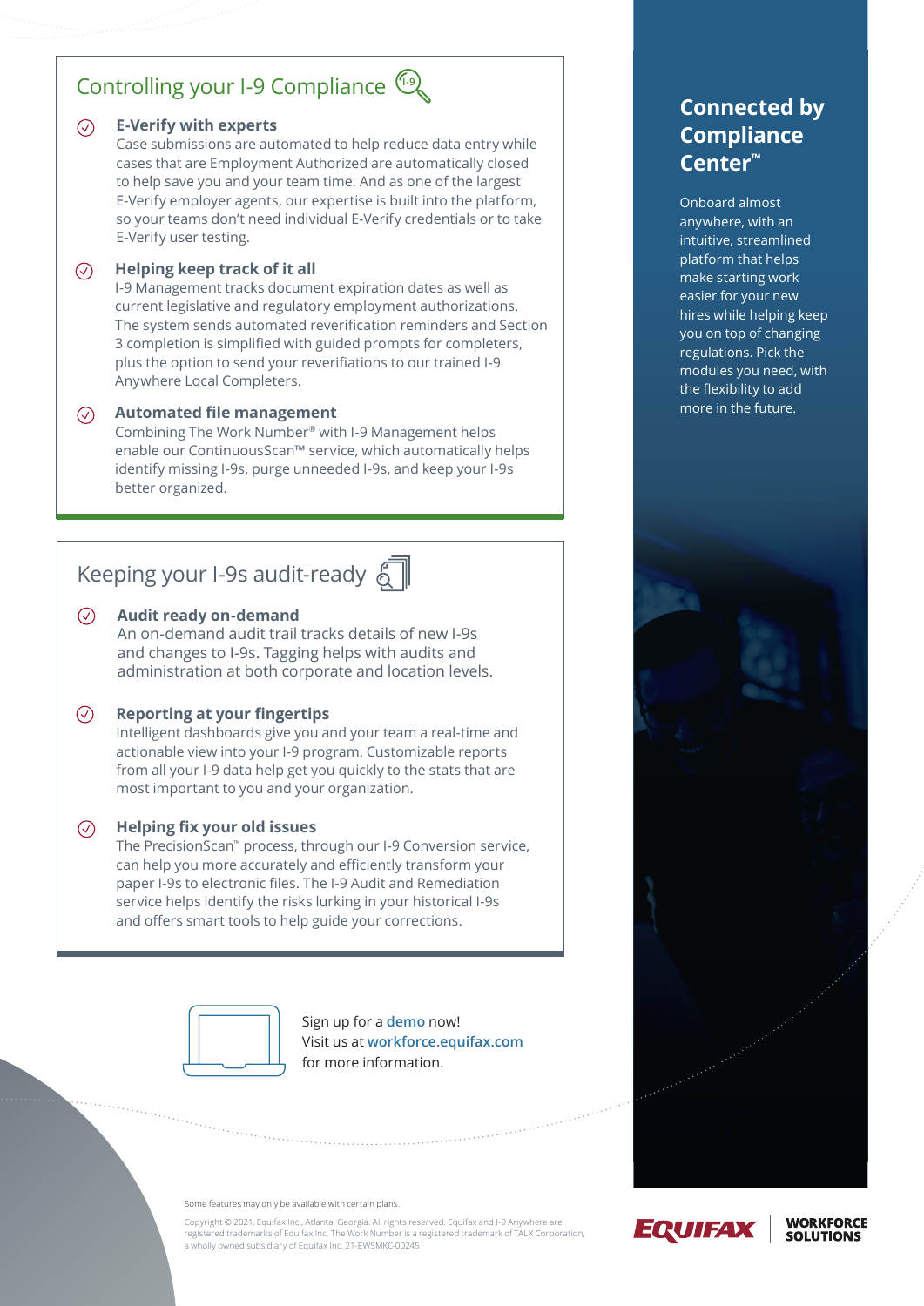## Controlling your I-9 Compliance

**E-Verify with experts**
Case submissions are automated to help reduce data entry while cases that are Employment Authorized are automatically closed to help save you and your team time. And as one of the largest E-Verify employer agents, our expertise is built into the platform, so your teams don't need individual E-Verify credentials or to take E-Verify user testing.

**Helping keep track of it all**
I-9 Management tracks document expiration dates as well as current legislative and regulatory employment authorizations. The system sends automated reverification reminders and Section 3 completion is simplified with guided prompts for completers, plus the option to send your reverifiations to our trained I-9 Anywhere Local Completers.

**Automated file management**
Combining The Work Number® with I-9 Management helps enable our ContinuousScan™ service, which automatically helps identify missing I-9s, purge unneeded I-9s, and keep your I-9s better organized.

## Keeping your I-9s audit-ready

**Audit ready on-demand**
An on-demand audit trail tracks details of new I-9s and changes to I-9s. Tagging helps with audits and administration at both corporate and location levels.

**Reporting at your fingertips**
Intelligent dashboards give you and your team a real-time and actionable view into your I-9 program. Customizable reports from all your I-9 data help get you quickly to the stats that are most important to you and your organization.

**Helping fix your old issues**
The PrecisionScan™ process, through our I-9 Conversion service, can help you more accurately and efficiently transform your paper I-9s to electronic files. The I-9 Audit and Remediation service helps identify the risks lurking in your historical I-9s and offers smart tools to help guide your corrections.

Sign up for a **demo** now!
Visit us at **workforce.equifax.com** for more information.

## Connected by Compliance Center™

Onboard almost anywhere, with an intuitive, streamlined platform that helps make starting work easier for your new hires while helping keep you on top of changing regulations. Pick the modules you need, with the flexibility to add more in the future.

Some features may only be available with certain plans.

Copyright © 2021, Equifax Inc., Atlanta, Georgia. All rights reserved. Equifax and I-9 Anywhere are registered trademarks of Equifax Inc. The Work Number is a registered trademark of TALX Corporation, a wholly owned subsidiary of Equifax Inc. 21-EWSMKC-00245

EQUIFAX | WORKFORCE SOLUTIONS